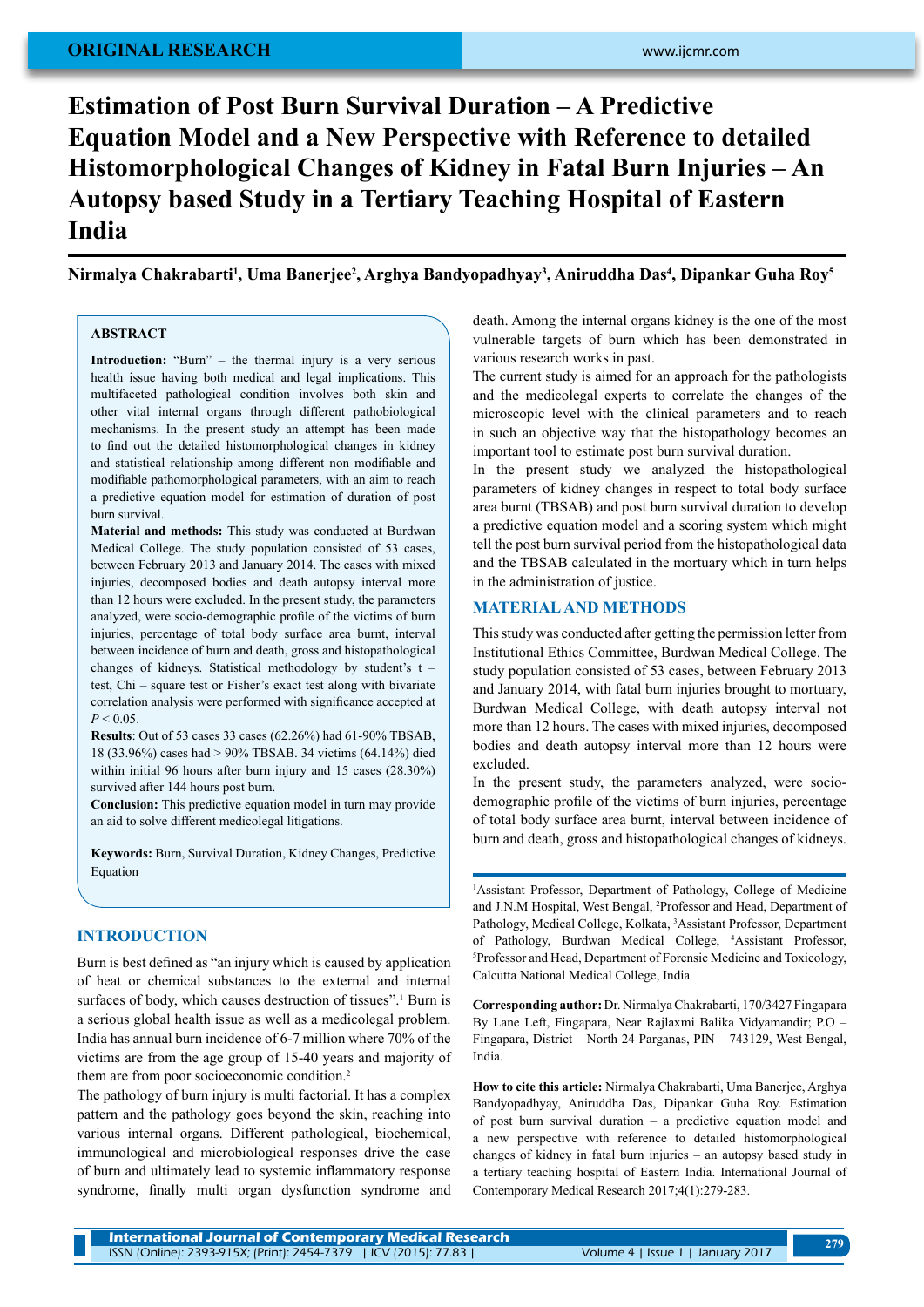ORIGINAL RESEARCH

# Estimation of Post Burn Survival Duration – A Predictive Equation Model and a New Perspective with Reference to detailed Histomorphological Changes of Kidney in Fatal Burn Injuries – An Autopsy based Study in a Tertiary Teaching Hospital of Eastern India

**Nirmalya Chakrabarti[1], Uma Banerjee[2], Arghya Bandyopadhyay[3], Aniruddha Das[4], Dipankar Guha Roy[5]**

## ABSTRACT

**Introduction:** "Burn" – the thermal injury is a very serious health issue having both medical and legal implications. This multifaceted pathological condition involves both skin and other vital internal organs through different pathobiological mechanisms. In the present study an attempt has been made to find out the detailed histomorphological changes in kidney and statistical relationship among different non modifiable and modifiable pathomorphological parameters, with an aim to reach a predictive equation model for estimation of duration of post burn survival.

**Material and methods:** This study was conducted at Burdwan Medical College. The study population consisted of 53 cases, between February 2013 and January 2014. The cases with mixed injuries, decomposed bodies and death autopsy interval more than 12 hours were excluded. In the present study, the parameters analyzed, were socio-demographic profile of the victims of burn injuries, percentage of total body surface area burnt, interval between incidence of burn and death, gross and histopathological changes of kidneys. Statistical methodology by student's t – test, Chi – square test or Fisher's exact test along with bivariate correlation analysis were performed with significance accepted at $P < 0.05$.

**Results**: Out of 53 cases 33 cases (62.26%) had 61-90% TBSAB, 18 (33.96%) cases had > 90% TBSAB. 34 victims (64.14%) died within initial 96 hours after burn injury and 15 cases (28.30%) survived after 144 hours post burn.

**Conclusion:** This predictive equation model in turn may provide an aid to solve different medicolegal litigations.

**Keywords:** Burn, Survival Duration, Kidney Changes, Predictive Equation

## INTRODUCTION

Burn is best defined as "an injury which is caused by application of heat or chemical substances to the external and internal surfaces of body, which causes destruction of tissues".[1] Burn is a serious global health issue as well as a medicolegal problem. India has annual burn incidence of 6-7 million where 70% of the victims are from the age group of 15-40 years and majority of them are from poor socioeconomic condition.[2]

The pathology of burn injury is multi factorial. It has a complex pattern and the pathology goes beyond the skin, reaching into various internal organs. Different pathological, biochemical, immunological and microbiological responses drive the case of burn and ultimately lead to systemic inflammatory response syndrome, finally multi organ dysfunction syndrome and death. Among the internal organs kidney is the one of the most vulnerable targets of burn which has been demonstrated in various research works in past.

The current study is aimed for an approach for the pathologists and the medicolegal experts to correlate the changes of the microscopic level with the clinical parameters and to reach in such an objective way that the histopathology becomes an important tool to estimate post burn survival duration.

In the present study we analyzed the histopathological parameters of kidney changes in respect to total body surface area burnt (TBSAB) and post burn survival duration to develop a predictive equation model and a scoring system which might tell the post burn survival period from the histopathological data and the TBSAB calculated in the mortuary which in turn helps in the administration of justice.

## MATERIAL AND METHODS

This study was conducted after getting the permission letter from Institutional Ethics Committee, Burdwan Medical College. The study population consisted of 53 cases, between February 2013 and January 2014, with fatal burn injuries brought to mortuary, Burdwan Medical College, with death autopsy interval not more than 12 hours. The cases with mixed injuries, decomposed bodies and death autopsy interval more than 12 hours were excluded.

In the present study, the parameters analyzed, were socio-demographic profile of the victims of burn injuries, percentage of total body surface area burnt, interval between incidence of burn and death, gross and histopathological changes of kidneys.

[1]Assistant Professor, Department of Pathology, College of Medicine and J.N.M Hospital, West Bengal, [2]Professor and Head, Department of Pathology, Medical College, Kolkata, [3]Assistant Professor, Department of Pathology, Burdwan Medical College, [4]Assistant Professor, [5]Professor and Head, Department of Forensic Medicine and Toxicology, Calcutta National Medical College, India

**Corresponding author:** Dr. Nirmalya Chakrabarti, 170/3427 Fingapara By Lane Left, Fingapara, Near Rajlaxmi Balika Vidyamandir; P.O – Fingapara, District – North 24 Parganas, PIN – 743129, West Bengal, India.

**How to cite this article:** Nirmalya Chakrabarti, Uma Banerjee, Arghya Bandyopadhyay, Aniruddha Das, Dipankar Guha Roy. Estimation of post burn survival duration – a predictive equation model and a new perspective with reference to detailed histomorphological changes of kidney in fatal burn injuries – an autopsy based study in a tertiary teaching hospital of Eastern India. International Journal of Contemporary Medical Research 2017;4(1):279-283.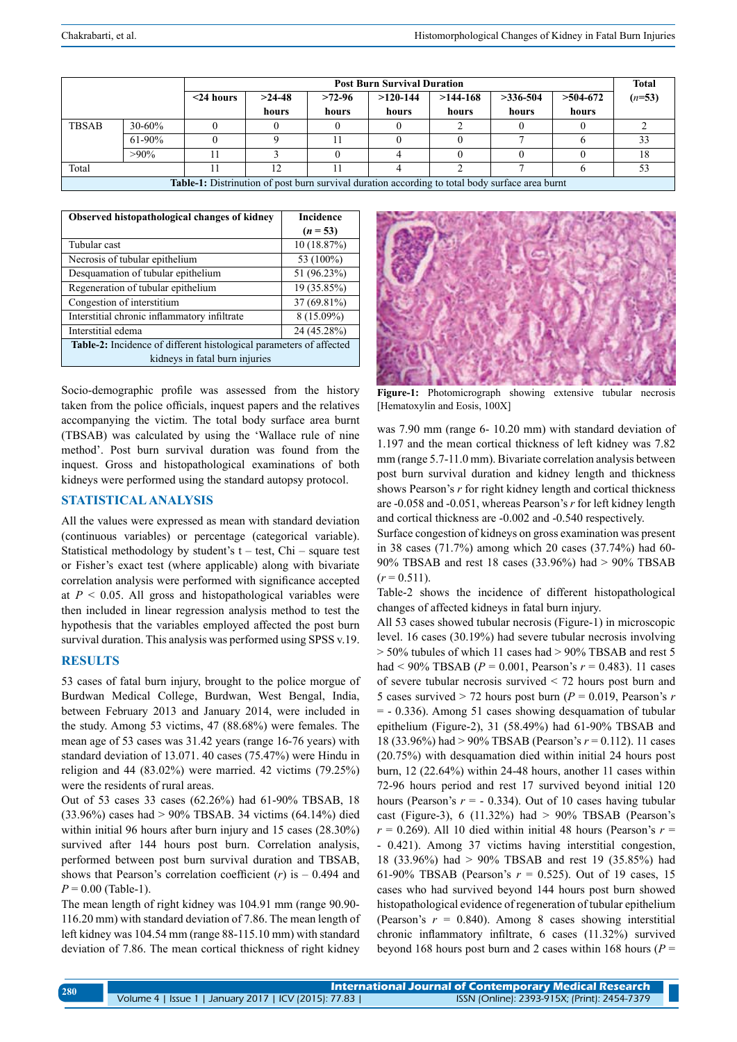| | | Post Burn Survival Duration | | | | | | | Total |
|---|---|---|---|---|---|---|---|---|---|
| | | <24 hours | >24-48 hours | >72-96 hours | >120-144 hours | >144-168 hours | >336-504 hours | >504-672 hours | (*n*=53) |
| TBSAB | 30-60% | 0 | 0 | 0 | 0 | 2 | 0 | 0 | 2 |
| | 61-90% | 0 | 9 | 11 | 0 | 0 | 7 | 6 | 33 |
| | >90% | 11 | 3 | 0 | 4 | 0 | 0 | 0 | 18 |
| Total | | 11 | 12 | 11 | 4 | 2 | 7 | 6 | 53 |

**Table-1:** Distrinution of post burn survival duration according to total body surface area burnt

| Observed histopathological changes of kidney | Incidence ($n$ = 53) |
|---|---|
| Tubular cast | 10 (18.87%) |
| Necrosis of tubular epithelium | 53 (100%) |
| Desquamation of tubular epithelium | 51 (96.23%) |
| Regeneration of tubular epithelium | 19 (35.85%) |
| Congestion of interstitium | 37 (69.81%) |
| Interstitial chronic inflammatory infiltrate | 8 (15.09%) |
| Interstitial edema | 24 (45.28%) |

**Table-2:** Incidence of different histological parameters of affected kidneys in fatal burn injuries

Socio-demographic profile was assessed from the history taken from the police officials, inquest papers and the relatives accompanying the victim. The total body surface area burnt (TBSAB) was calculated by using the 'Wallace rule of nine method'. Post burn survival duration was found from the inquest. Gross and histopathological examinations of both kidneys were performed using the standard autopsy protocol.

## STATISTICAL ANALYSIS

All the values were expressed as mean with standard deviation (continuous variables) or percentage (categorical variable). Statistical methodology by student's t – test, Chi – square test or Fisher's exact test (where applicable) along with bivariate correlation analysis were performed with significance accepted at $P < 0.05$. All gross and histopathological variables were then included in linear regression analysis method to test the hypothesis that the variables employed affected the post burn survival duration. This analysis was performed using SPSS v.19.

## RESULTS

53 cases of fatal burn injury, brought to the police morgue of Burdwan Medical College, Burdwan, West Bengal, India, between February 2013 and January 2014, were included in the study. Among 53 victims, 47 (88.68%) were females. The mean age of 53 cases was 31.42 years (range 16-76 years) with standard deviation of 13.071. 40 cases (75.47%) were Hindu in religion and 44 (83.02%) were married. 42 victims (79.25%) were the residents of rural areas.

Out of 53 cases 33 cases (62.26%) had 61-90% TBSAB, 18 (33.96%) cases had > 90% TBSAB. 34 victims (64.14%) died within initial 96 hours after burn injury and 15 cases (28.30%) survived after 144 hours post burn. Correlation analysis, performed between post burn survival duration and TBSAB, shows that Pearson's correlation coefficient ($r$) is – 0.494 and $P$ = 0.00 (Table-1).

The mean length of right kidney was 104.91 mm (range 90.90-116.20 mm) with standard deviation of 7.86. The mean length of left kidney was 104.54 mm (range 88-115.10 mm) with standard deviation of 7.86. The mean cortical thickness of right kidney was 7.90 mm (range 6- 10.20 mm) with standard deviation of 1.197 and the mean cortical thickness of left kidney was 7.82 mm (range 5.7-11.0 mm). Bivariate correlation analysis between post burn survival duration and kidney length and thickness shows Pearson's $r$ for right kidney length and cortical thickness are -0.058 and -0.051, whereas Pearson's $r$ for left kidney length and cortical thickness are -0.002 and -0.540 respectively.

Surface congestion of kidneys on gross examination was present in 38 cases (71.7%) among which 20 cases (37.74%) had 60-90% TBSAB and rest 18 cases (33.96%) had > 90% TBSAB ($r$ = 0.511).

Table-2 shows the incidence of different histopathological changes of affected kidneys in fatal burn injury.

All 53 cases showed tubular necrosis (Figure-1) in microscopic level. 16 cases (30.19%) had severe tubular necrosis involving > 50% tubules of which 11 cases had > 90% TBSAB and rest 5 had < 90% TBSAB ($P$ = 0.001, Pearson's $r$ = 0.483). 11 cases of severe tubular necrosis survived < 72 hours post burn and 5 cases survived > 72 hours post burn ($P$ = 0.019, Pearson's $r$ = - 0.336). Among 51 cases showing desquamation of tubular epithelium (Figure-2), 31 (58.49%) had 61-90% TBSAB and 18 (33.96%) had > 90% TBSAB (Pearson's $r$ = 0.112). 11 cases (20.75%) with desquamation died within initial 24 hours post burn, 12 (22.64%) within 24-48 hours, another 11 cases within 72-96 hours period and rest 17 survived beyond initial 120 hours (Pearson's $r$ = - 0.334). Out of 10 cases having tubular cast (Figure-3), 6 (11.32%) had > 90% TBSAB (Pearson's $r$ = 0.269). All 10 died within initial 48 hours (Pearson's $r$ = - 0.421). Among 37 victims having interstitial congestion, 18 (33.96%) had > 90% TBSAB and rest 19 (35.85%) had 61-90% TBSAB (Pearson's $r$ = 0.525). Out of 19 cases, 15 cases who had survived beyond 144 hours post burn showed histopathological evidence of regeneration of tubular epithelium (Pearson's $r$ = 0.840). Among 8 cases showing interstitial chronic inflammatory infiltrate, 6 cases (11.32%) survived beyond 168 hours post burn and 2 cases within 168 hours ($P$ =

**Figure-1:** Photomicrograph showing extensive tubular necrosis [Hematoxylin and Eosis, 100X]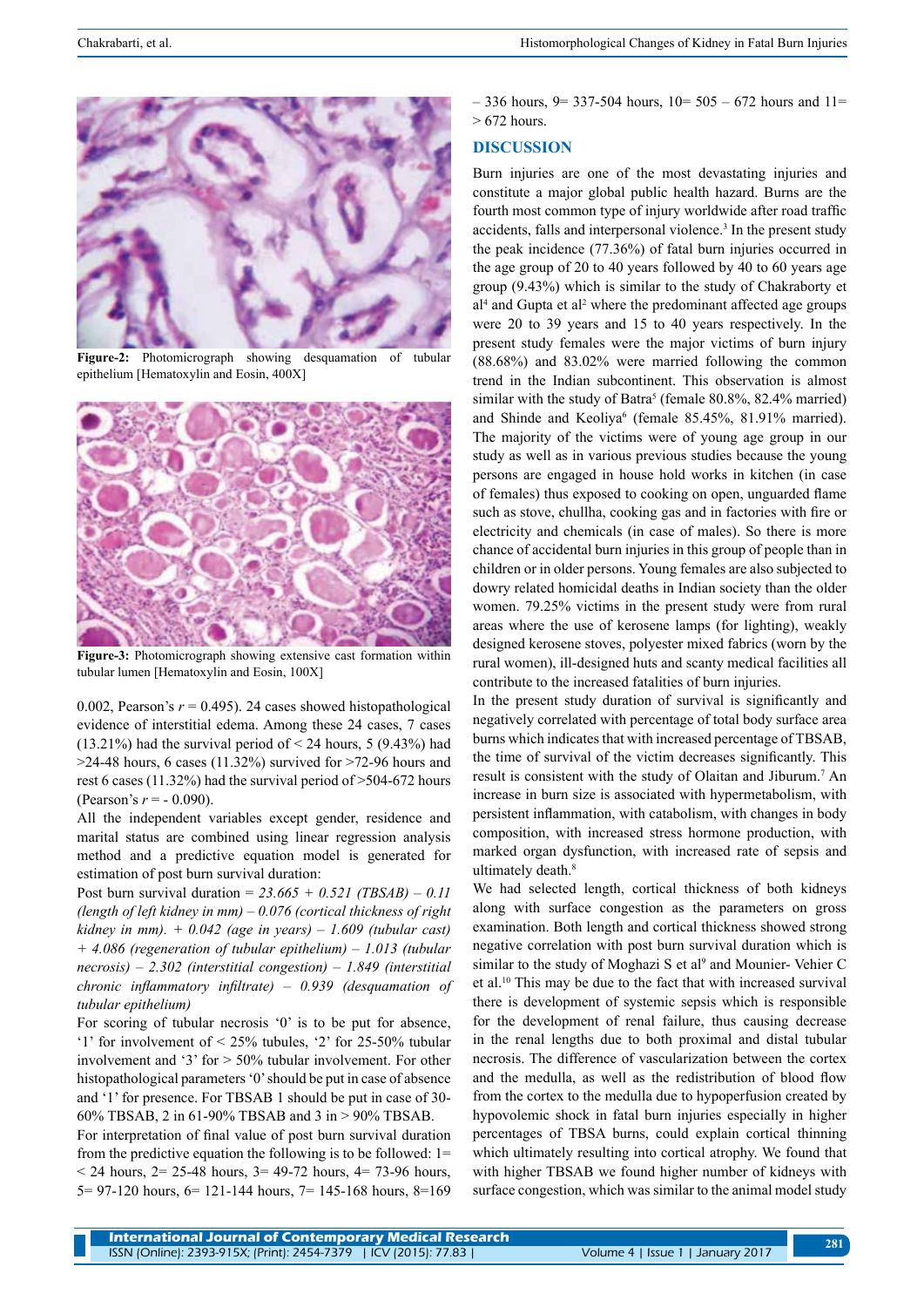**Figure-2:** Photomicrograph showing desquamation of tubular epithelium [Hematoxylin and Eosin, 400X]

**Figure-3:** Photomicrograph showing extensive cast formation within tubular lumen [Hematoxylin and Eosin, 100X]

0.002, Pearson's $r = 0.495$). 24 cases showed histopathological evidence of interstitial edema. Among these 24 cases, 7 cases (13.21%) had the survival period of < 24 hours, 5 (9.43%) had >24-48 hours, 6 cases (11.32%) survived for >72-96 hours and rest 6 cases (11.32%) had the survival period of >504-672 hours (Pearson's $r = - 0.090$).

All the independent variables except gender, residence and marital status are combined using linear regression analysis method and a predictive equation model is generated for estimation of post burn survival duration:

Post burn survival duration = *23.665 + 0.521 (TBSAB) – 0.11 (length of left kidney in mm) – 0.076 (cortical thickness of right kidney in mm). + 0.042 (age in years) – 1.609 (tubular cast) + 4.086 (regeneration of tubular epithelium) – 1.013 (tubular necrosis) – 2.302 (interstitial congestion) – 1.849 (interstitial chronic inflammatory infiltrate) – 0.939 (desquamation of tubular epithelium)*

For scoring of tubular necrosis '0' is to be put for absence, '1' for involvement of < 25% tubules, '2' for 25-50% tubular involvement and '3' for > 50% tubular involvement. For other histopathological parameters '0' should be put in case of absence and '1' for presence. For TBSAB 1 should be put in case of 30-60% TBSAB, 2 in 61-90% TBSAB and 3 in > 90% TBSAB.

For interpretation of final value of post burn survival duration from the predictive equation the following is to be followed: 1= < 24 hours, 2= 25-48 hours, 3= 49-72 hours, 4= 73-96 hours, 5= 97-120 hours, 6= 121-144 hours, 7= 145-168 hours, 8=169 – 336 hours, 9= 337-504 hours, 10= 505 – 672 hours and 11= > 672 hours.

## DISCUSSION

Burn injuries are one of the most devastating injuries and constitute a major global public health hazard. Burns are the fourth most common type of injury worldwide after road traffic accidents, falls and interpersonal violence.[3] In the present study the peak incidence (77.36%) of fatal burn injuries occurred in the age group of 20 to 40 years followed by 40 to 60 years age group (9.43%) which is similar to the study of Chakraborty et al[4] and Gupta et al[2] where the predominant affected age groups were 20 to 39 years and 15 to 40 years respectively. In the present study females were the major victims of burn injury (88.68%) and 83.02% were married following the common trend in the Indian subcontinent. This observation is almost similar with the study of Batra[5] (female 80.8%, 82.4% married) and Shinde and Keoliya[6] (female 85.45%, 81.91% married). The majority of the victims were of young age group in our study as well as in various previous studies because the young persons are engaged in house hold works in kitchen (in case of females) thus exposed to cooking on open, unguarded flame such as stove, chullha, cooking gas and in factories with fire or electricity and chemicals (in case of males). So there is more chance of accidental burn injuries in this group of people than in children or in older persons. Young females are also subjected to dowry related homicidal deaths in Indian society than the older women. 79.25% victims in the present study were from rural areas where the use of kerosene lamps (for lighting), weakly designed kerosene stoves, polyester mixed fabrics (worn by the rural women), ill-designed huts and scanty medical facilities all contribute to the increased fatalities of burn injuries.

In the present study duration of survival is significantly and negatively correlated with percentage of total body surface area burns which indicates that with increased percentage of TBSAB, the time of survival of the victim decreases significantly. This result is consistent with the study of Olaitan and Jiburum.[7] An increase in burn size is associated with hypermetabolism, with persistent inflammation, with catabolism, with changes in body composition, with increased stress hormone production, with marked organ dysfunction, with increased rate of sepsis and ultimately death.[8]

We had selected length, cortical thickness of both kidneys along with surface congestion as the parameters on gross examination. Both length and cortical thickness showed strong negative correlation with post burn survival duration which is similar to the study of Moghazi S et al[9] and Mounier- Vehier C et al.[10] This may be due to the fact that with increased survival there is development of systemic sepsis which is responsible for the development of renal failure, thus causing decrease in the renal lengths due to both proximal and distal tubular necrosis. The difference of vascularization between the cortex and the medulla, as well as the redistribution of blood flow from the cortex to the medulla due to hypoperfusion created by hypovolemic shock in fatal burn injuries especially in higher percentages of TBSA burns, could explain cortical thinning which ultimately resulting into cortical atrophy. We found that with higher TBSAB we found higher number of kidneys with surface congestion, which was similar to the animal model study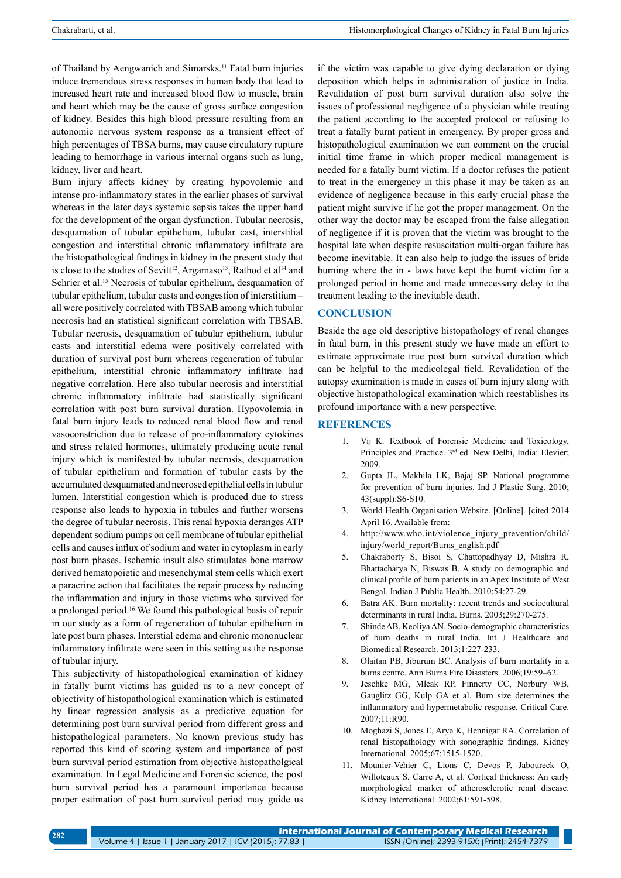of Thailand by Aengwanich and Simarsks.[11] Fatal burn injuries induce tremendous stress responses in human body that lead to increased heart rate and increased blood flow to muscle, brain and heart which may be the cause of gross surface congestion of kidney. Besides this high blood pressure resulting from an autonomic nervous system response as a transient effect of high percentages of TBSA burns, may cause circulatory rupture leading to hemorrhage in various internal organs such as lung, kidney, liver and heart.

Burn injury affects kidney by creating hypovolemic and intense pro-inflammatory states in the earlier phases of survival whereas in the later days systemic sepsis takes the upper hand for the development of the organ dysfunction. Tubular necrosis, desquamation of tubular epithelium, tubular cast, interstitial congestion and interstitial chronic inflammatory infiltrate are the histopathological findings in kidney in the present study that is close to the studies of Sevitt[12], Argamaso[13], Rathod et al[14] and Schrier et al.[15] Necrosis of tubular epithelium, desquamation of tubular epithelium, tubular casts and congestion of interstitium – all were positively correlated with TBSAB among which tubular necrosis had an statistical significant correlation with TBSAB. Tubular necrosis, desquamation of tubular epithelium, tubular casts and interstitial edema were positively correlated with duration of survival post burn whereas regeneration of tubular epithelium, interstitial chronic inflammatory infiltrate had negative correlation. Here also tubular necrosis and interstitial chronic inflammatory infiltrate had statistically significant correlation with post burn survival duration. Hypovolemia in fatal burn injury leads to reduced renal blood flow and renal vasoconstriction due to release of pro-inflammatory cytokines and stress related hormones, ultimately producing acute renal injury which is manifested by tubular necrosis, desquamation of tubular epithelium and formation of tubular casts by the accumulated desquamated and necrosed epithelial cells in tubular lumen. Interstitial congestion which is produced due to stress response also leads to hypoxia in tubules and further worsens the degree of tubular necrosis. This renal hypoxia deranges ATP dependent sodium pumps on cell membrane of tubular epithelial cells and causes influx of sodium and water in cytoplasm in early post burn phases. Ischemic insult also stimulates bone marrow derived hematopoietic and mesenchymal stem cells which exert a paracrine action that facilitates the repair process by reducing the inflammation and injury in those victims who survived for a prolonged period.[16] We found this pathological basis of repair in our study as a form of regeneration of tubular epithelium in late post burn phases. Interstial edema and chronic mononuclear inflammatory infiltrate were seen in this setting as the response of tubular injury.

This subjectivity of histopathological examination of kidney in fatally burnt victims has guided us to a new concept of objectivity of histopathological examination which is estimated by linear regression analysis as a predictive equation for determining post burn survival period from different gross and histopathological parameters. No known previous study has reported this kind of scoring system and importance of post burn survival period estimation from objective histopatholgical examination. In Legal Medicine and Forensic science, the post burn survival period has a paramount importance because proper estimation of post burn survival period may guide us if the victim was capable to give dying declaration or dying deposition which helps in administration of justice in India. Revalidation of post burn survival duration also solve the issues of professional negligence of a physician while treating the patient according to the accepted protocol or refusing to treat a fatally burnt patient in emergency. By proper gross and histopathological examination we can comment on the crucial initial time frame in which proper medical management is needed for a fatally burnt victim. If a doctor refuses the patient to treat in the emergency in this phase it may be taken as an evidence of negligence because in this early crucial phase the patient might survive if he got the proper management. On the other way the doctor may be escaped from the false allegation of negligence if it is proven that the victim was brought to the hospital late when despite resuscitation multi-organ failure has become inevitable. It can also help to judge the issues of bride burning where the in - laws have kept the burnt victim for a prolonged period in home and made unnecessary delay to the treatment leading to the inevitable death.

## CONCLUSION

Beside the age old descriptive histopathology of renal changes in fatal burn, in this present study we have made an effort to estimate approximate true post burn survival duration which can be helpful to the medicolegal field. Revalidation of the autopsy examination is made in cases of burn injury along with objective histopathological examination which reestablishes its profound importance with a new perspective.

## REFERENCES

1. Vij K. Textbook of Forensic Medicine and Toxicology, Principles and Practice. 3rd ed. New Delhi, India: Elevier; 2009.
2. Gupta JL, Makhila LK, Bajaj SP. National programme for prevention of burn injuries. Ind J Plastic Surg. 2010; 43(suppl):S6-S10.
3. World Health Organisation Website. [Online]. [cited 2014 April 16. Available from:
4. http://www.who.int/violence_injury_prevention/child/injury/world_report/Burns_english.pdf
5. Chakraborty S, Bisoi S, Chattopadhyay D, Mishra R, Bhattacharya N, Biswas B. A study on demographic and clinical profile of burn patients in an Apex Institute of West Bengal. Indian J Public Health. 2010;54:27-29.
6. Batra AK. Burn mortality: recent trends and sociocultural determinants in rural India. Burns. 2003;29:270-275.
7. Shinde AB, Keoliya AN. Socio-demographic characteristics of burn deaths in rural India. Int J Healthcare and Biomedical Research. 2013;1:227-233.
8. Olaitan PB, Jiburum BC. Analysis of burn mortality in a burns centre. Ann Burns Fire Disasters. 2006;19:59–62.
9. Jeschke MG, Mlcak RP, Finnerty CC, Norbury WB, Gauglitz GG, Kulp GA et al. Burn size determines the inflammatory and hypermetabolic response. Critical Care. 2007;11:R90.
10. Moghazi S, Jones E, Arya K, Hennigar RA. Correlation of renal histopathology with sonographic findings. Kidney International. 2005;67:1515-1520.
11. Mounier-Vehier C, Lions C, Devos P, Jaboureck O, Willoteaux S, Carre A, et al. Cortical thickness: An early morphological marker of atherosclerotic renal disease. Kidney International. 2002;61:591-598.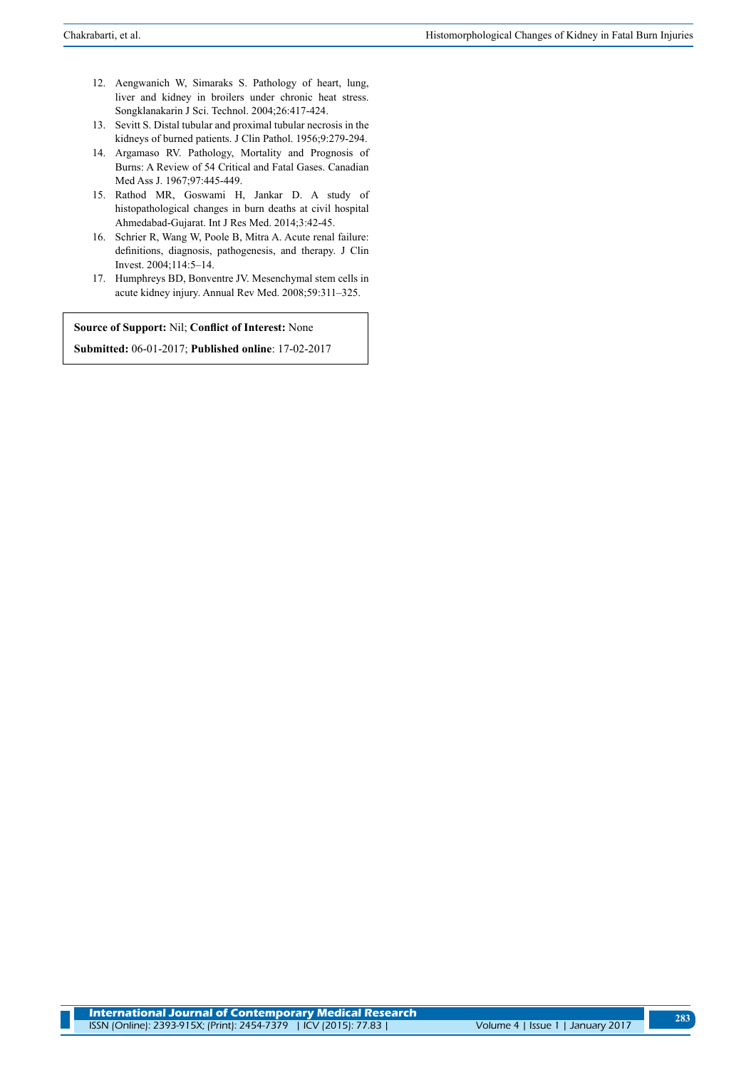12. Aengwanich W, Simaraks S. Pathology of heart, lung, liver and kidney in broilers under chronic heat stress. Songklanakarin J Sci. Technol. 2004;26:417-424.
13. Sevitt S. Distal tubular and proximal tubular necrosis in the kidneys of burned patients. J Clin Pathol. 1956;9:279-294.
14. Argamaso RV. Pathology, Mortality and Prognosis of Burns: A Review of 54 Critical and Fatal Gases. Canadian Med Ass J. 1967;97:445-449.
15. Rathod MR, Goswami H, Jankar D. A study of histopathological changes in burn deaths at civil hospital Ahmedabad-Gujarat. Int J Res Med. 2014;3:42-45.
16. Schrier R, Wang W, Poole B, Mitra A. Acute renal failure: definitions, diagnosis, pathogenesis, and therapy. J Clin Invest. 2004;114:5–14.
17. Humphreys BD, Bonventre JV. Mesenchymal stem cells in acute kidney injury. Annual Rev Med. 2008;59:311–325.

**Source of Support:** Nil; **Conflict of Interest:** None

**Submitted:** 06-01-2017; **Published online**: 17-02-2017